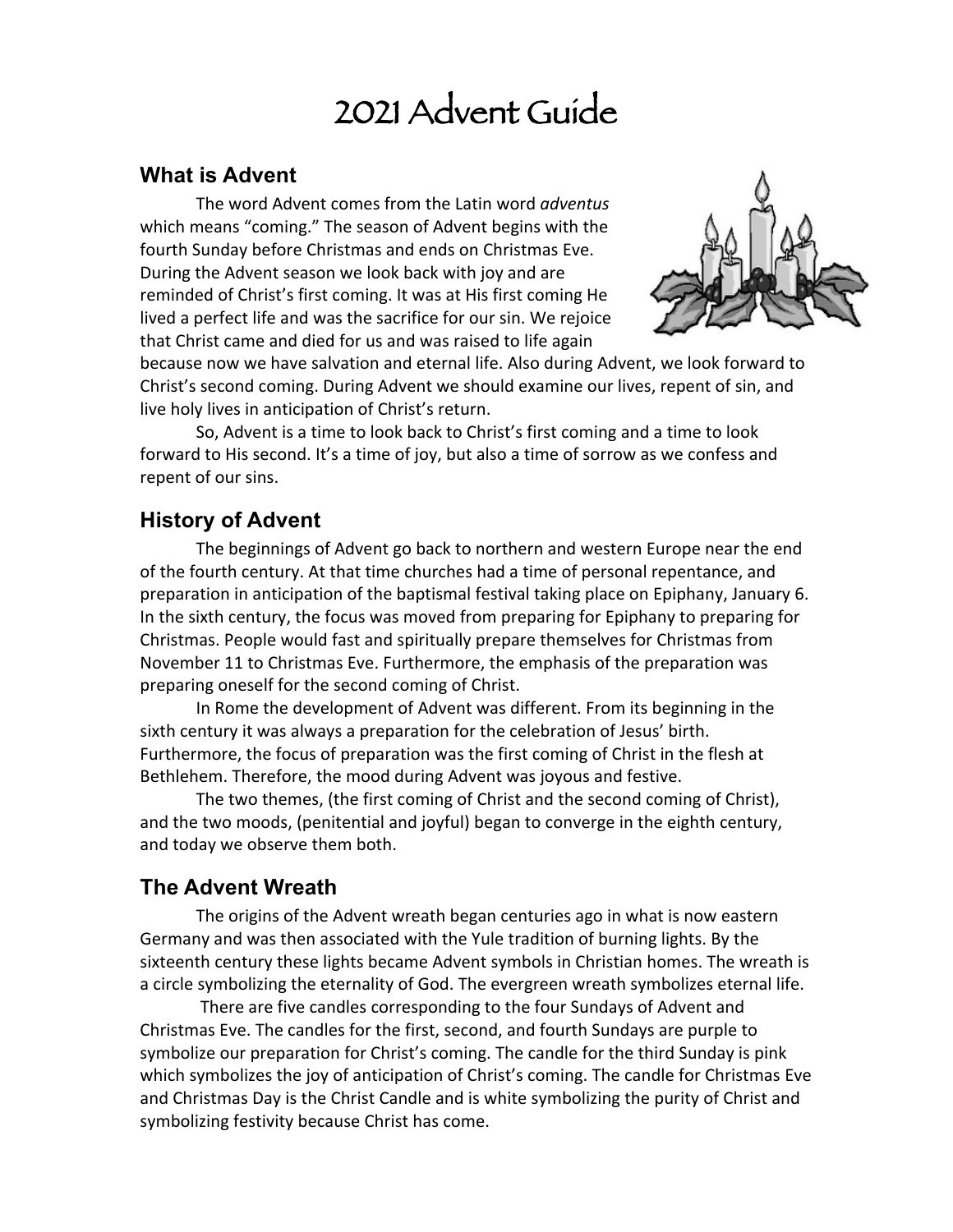# 2021 Advent Guide

## What is Advent

The word Advent comes from the Latin word *adventus* which means "coming." The season of Advent begins with the fourth Sunday before Christmas and ends on Christmas Eve. During the Advent season we look back with joy and are reminded of Christ's first coming. It was at His first coming He lived a perfect life and was the sacrifice for our sin. We rejoice that Christ came and died for us and was raised to life again because now we have salvation and eternal life. Also during Advent, we look forward to Christ's second coming. During Advent we should examine our lives, repent of sin, and live holy lives in anticipation of Christ's return.

So, Advent is a time to look back to Christ's first coming and a time to look forward to His second. It's a time of joy, but also a time of sorrow as we confess and repent of our sins.

## History of Advent

The beginnings of Advent go back to northern and western Europe near the end of the fourth century. At that time churches had a time of personal repentance, and preparation in anticipation of the baptismal festival taking place on Epiphany, January 6. In the sixth century, the focus was moved from preparing for Epiphany to preparing for Christmas. People would fast and spiritually prepare themselves for Christmas from November 11 to Christmas Eve. Furthermore, the emphasis of the preparation was preparing oneself for the second coming of Christ.

In Rome the development of Advent was different. From its beginning in the sixth century it was always a preparation for the celebration of Jesus' birth. Furthermore, the focus of preparation was the first coming of Christ in the flesh at Bethlehem. Therefore, the mood during Advent was joyous and festive.

The two themes, (the first coming of Christ and the second coming of Christ), and the two moods, (penitential and joyful) began to converge in the eighth century, and today we observe them both.

## The Advent Wreath

The origins of the Advent wreath began centuries ago in what is now eastern Germany and was then associated with the Yule tradition of burning lights. By the sixteenth century these lights became Advent symbols in Christian homes. The wreath is a circle symbolizing the eternality of God. The evergreen wreath symbolizes eternal life.

There are five candles corresponding to the four Sundays of Advent and Christmas Eve. The candles for the first, second, and fourth Sundays are purple to symbolize our preparation for Christ's coming. The candle for the third Sunday is pink which symbolizes the joy of anticipation of Christ's coming. The candle for Christmas Eve and Christmas Day is the Christ Candle and is white symbolizing the purity of Christ and symbolizing festivity because Christ has come.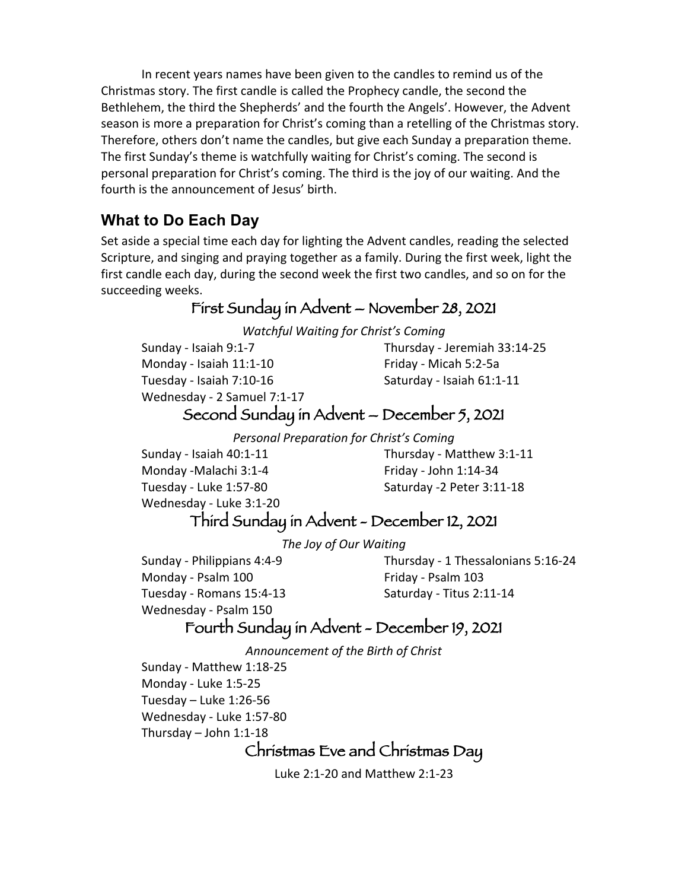In recent years names have been given to the candles to remind us of the Christmas story. The first candle is called the Prophecy candle, the second the Bethlehem, the third the Shepherds' and the fourth the Angels'. However, the Advent season is more a preparation for Christ's coming than a retelling of the Christmas story. Therefore, others don't name the candles, but give each Sunday a preparation theme. The first Sunday's theme is watchfully waiting for Christ's coming. The second is personal preparation for Christ's coming. The third is the joy of our waiting. And the fourth is the announcement of Jesus' birth.

## What to Do Each Day

Set aside a special time each day for lighting the Advent candles, reading the selected Scripture, and singing and praying together as a family. During the first week, light the first candle each day, during the second week the first two candles, and so on for the succeeding weeks.

### First Sunday in Advent – November 28, 2021

*Watchful Waiting for Christ's Coming*

Sunday - Isaiah 9:1-7
Monday - Isaiah 11:1-10
Tuesday - Isaiah 7:10-16
Wednesday - 2 Samuel 7:1-17
Thursday - Jeremiah 33:14-25
Friday - Micah 5:2-5a
Saturday - Isaiah 61:1-11

### Second Sunday in Advent – December 5, 2021

*Personal Preparation for Christ's Coming*

Sunday - Isaiah 40:1-11
Monday -Malachi 3:1-4
Tuesday - Luke 1:57-80
Wednesday - Luke 3:1-20
Thursday - Matthew 3:1-11
Friday - John 1:14-34
Saturday -2 Peter 3:11-18

### Third Sunday in Advent - December 12, 2021

*The Joy of Our Waiting*

Sunday - Philippians 4:4-9
Monday - Psalm 100
Tuesday - Romans 15:4-13
Wednesday - Psalm 150
Thursday - 1 Thessalonians 5:16-24
Friday - Psalm 103
Saturday - Titus 2:11-14

### Fourth Sunday in Advent - December 19, 2021

*Announcement of the Birth of Christ*

Sunday - Matthew 1:18-25
Monday - Luke 1:5-25
Tuesday – Luke 1:26-56
Wednesday - Luke 1:57-80
Thursday – John 1:1-18

### Christmas Eve and Christmas Day

Luke 2:1-20 and Matthew 2:1-23